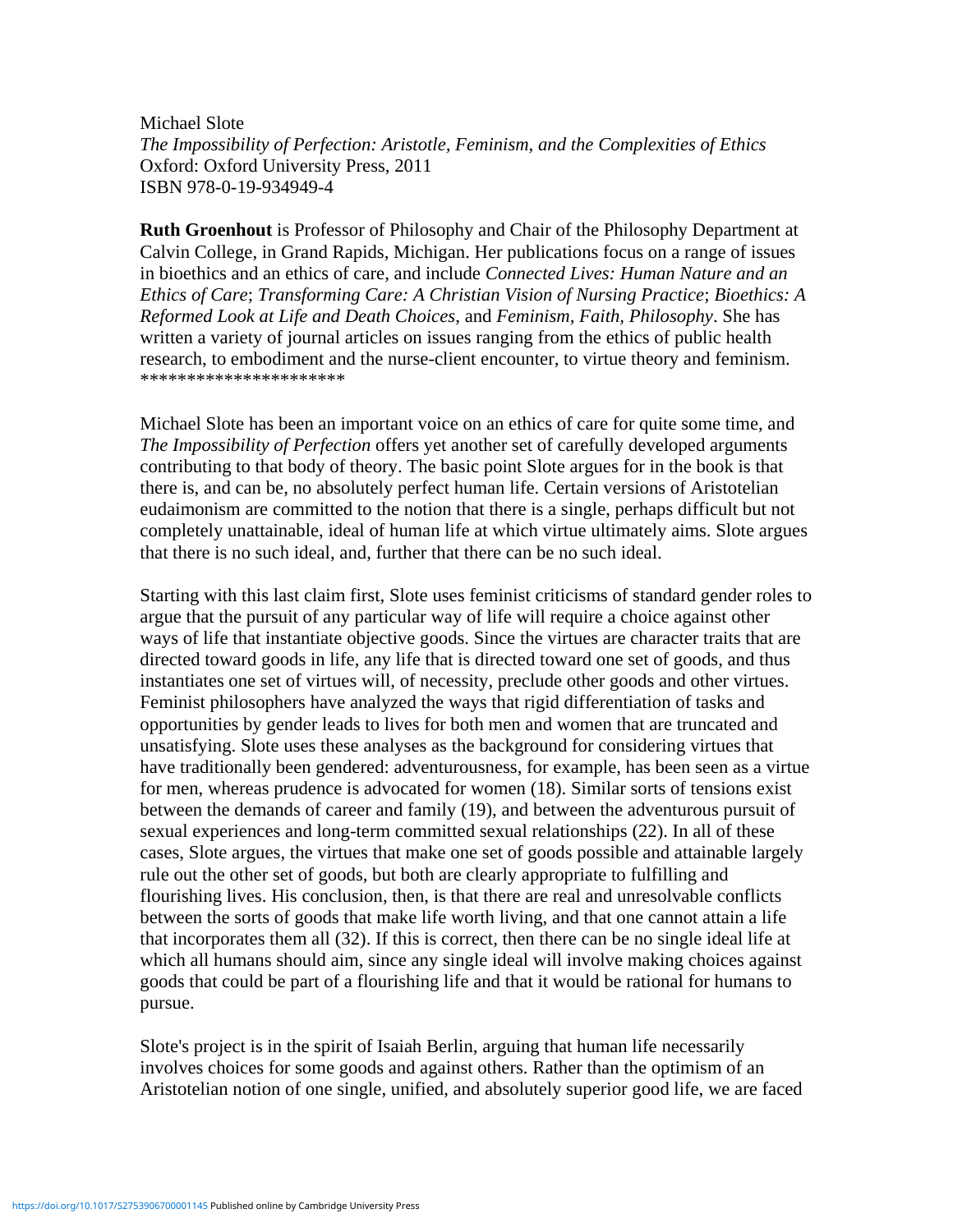Michael Slote
*The Impossibility of Perfection: Aristotle, Feminism, and the Complexities of Ethics*
Oxford: Oxford University Press, 2011
ISBN 978-0-19-934949-4

**Ruth Groenhout** is Professor of Philosophy and Chair of the Philosophy Department at Calvin College, in Grand Rapids, Michigan. Her publications focus on a range of issues in bioethics and an ethics of care, and include *Connected Lives: Human Nature and an Ethics of Care*; *Transforming Care: A Christian Vision of Nursing Practice*; *Bioethics: A Reformed Look at Life and Death Choices*, and *Feminism, Faith, Philosophy*. She has written a variety of journal articles on issues ranging from the ethics of public health research, to embodiment and the nurse-client encounter, to virtue theory and feminism.
\*\*\*\*\*\*\*\*\*\*\*\*\*\*\*\*\*\*\*\*\*

Michael Slote has been an important voice on an ethics of care for quite some time, and *The Impossibility of Perfection* offers yet another set of carefully developed arguments contributing to that body of theory. The basic point Slote argues for in the book is that there is, and can be, no absolutely perfect human life. Certain versions of Aristotelian eudaimonism are committed to the notion that there is a single, perhaps difficult but not completely unattainable, ideal of human life at which virtue ultimately aims. Slote argues that there is no such ideal, and, further that there can be no such ideal.

Starting with this last claim first, Slote uses feminist criticisms of standard gender roles to argue that the pursuit of any particular way of life will require a choice against other ways of life that instantiate objective goods. Since the virtues are character traits that are directed toward goods in life, any life that is directed toward one set of goods, and thus instantiates one set of virtues will, of necessity, preclude other goods and other virtues. Feminist philosophers have analyzed the ways that rigid differentiation of tasks and opportunities by gender leads to lives for both men and women that are truncated and unsatisfying. Slote uses these analyses as the background for considering virtues that have traditionally been gendered: adventurousness, for example, has been seen as a virtue for men, whereas prudence is advocated for women (18). Similar sorts of tensions exist between the demands of career and family (19), and between the adventurous pursuit of sexual experiences and long-term committed sexual relationships (22). In all of these cases, Slote argues, the virtues that make one set of goods possible and attainable largely rule out the other set of goods, but both are clearly appropriate to fulfilling and flourishing lives. His conclusion, then, is that there are real and unresolvable conflicts between the sorts of goods that make life worth living, and that one cannot attain a life that incorporates them all (32). If this is correct, then there can be no single ideal life at which all humans should aim, since any single ideal will involve making choices against goods that could be part of a flourishing life and that it would be rational for humans to pursue.

Slote's project is in the spirit of Isaiah Berlin, arguing that human life necessarily involves choices for some goods and against others. Rather than the optimism of an Aristotelian notion of one single, unified, and absolutely superior good life, we are faced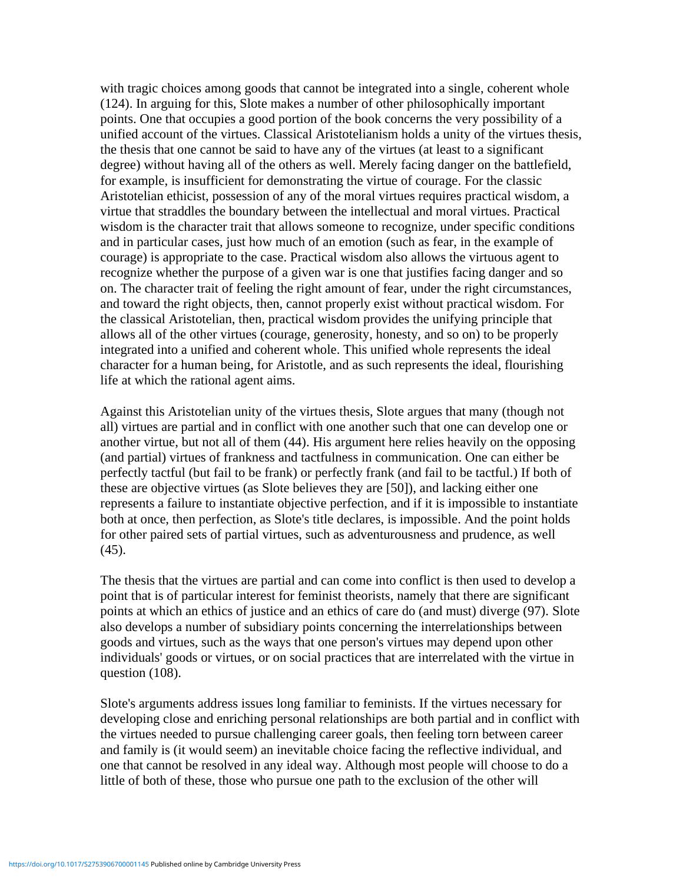with tragic choices among goods that cannot be integrated into a single, coherent whole (124). In arguing for this, Slote makes a number of other philosophically important points. One that occupies a good portion of the book concerns the very possibility of a unified account of the virtues. Classical Aristotelianism holds a unity of the virtues thesis, the thesis that one cannot be said to have any of the virtues (at least to a significant degree) without having all of the others as well. Merely facing danger on the battlefield, for example, is insufficient for demonstrating the virtue of courage. For the classic Aristotelian ethicist, possession of any of the moral virtues requires practical wisdom, a virtue that straddles the boundary between the intellectual and moral virtues. Practical wisdom is the character trait that allows someone to recognize, under specific conditions and in particular cases, just how much of an emotion (such as fear, in the example of courage) is appropriate to the case. Practical wisdom also allows the virtuous agent to recognize whether the purpose of a given war is one that justifies facing danger and so on. The character trait of feeling the right amount of fear, under the right circumstances, and toward the right objects, then, cannot properly exist without practical wisdom. For the classical Aristotelian, then, practical wisdom provides the unifying principle that allows all of the other virtues (courage, generosity, honesty, and so on) to be properly integrated into a unified and coherent whole. This unified whole represents the ideal character for a human being, for Aristotle, and as such represents the ideal, flourishing life at which the rational agent aims.

Against this Aristotelian unity of the virtues thesis, Slote argues that many (though not all) virtues are partial and in conflict with one another such that one can develop one or another virtue, but not all of them (44). His argument here relies heavily on the opposing (and partial) virtues of frankness and tactfulness in communication. One can either be perfectly tactful (but fail to be frank) or perfectly frank (and fail to be tactful.) If both of these are objective virtues (as Slote believes they are [50]), and lacking either one represents a failure to instantiate objective perfection, and if it is impossible to instantiate both at once, then perfection, as Slote's title declares, is impossible. And the point holds for other paired sets of partial virtues, such as adventurousness and prudence, as well (45).

The thesis that the virtues are partial and can come into conflict is then used to develop a point that is of particular interest for feminist theorists, namely that there are significant points at which an ethics of justice and an ethics of care do (and must) diverge (97). Slote also develops a number of subsidiary points concerning the interrelationships between goods and virtues, such as the ways that one person's virtues may depend upon other individuals' goods or virtues, or on social practices that are interrelated with the virtue in question (108).

Slote's arguments address issues long familiar to feminists. If the virtues necessary for developing close and enriching personal relationships are both partial and in conflict with the virtues needed to pursue challenging career goals, then feeling torn between career and family is (it would seem) an inevitable choice facing the reflective individual, and one that cannot be resolved in any ideal way. Although most people will choose to do a little of both of these, those who pursue one path to the exclusion of the other will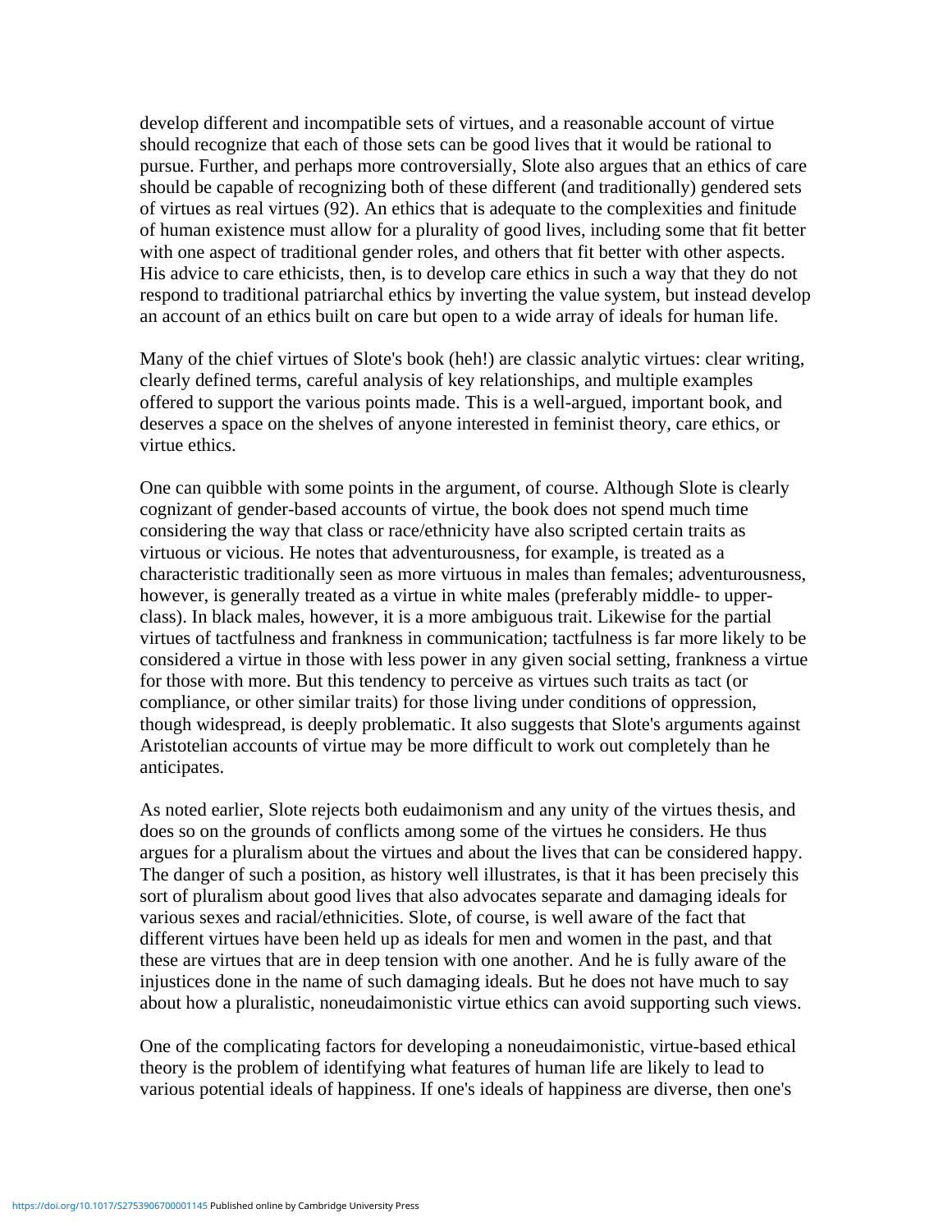develop different and incompatible sets of virtues, and a reasonable account of virtue should recognize that each of those sets can be good lives that it would be rational to pursue. Further, and perhaps more controversially, Slote also argues that an ethics of care should be capable of recognizing both of these different (and traditionally) gendered sets of virtues as real virtues (92). An ethics that is adequate to the complexities and finitude of human existence must allow for a plurality of good lives, including some that fit better with one aspect of traditional gender roles, and others that fit better with other aspects. His advice to care ethicists, then, is to develop care ethics in such a way that they do not respond to traditional patriarchal ethics by inverting the value system, but instead develop an account of an ethics built on care but open to a wide array of ideals for human life.

Many of the chief virtues of Slote's book (heh!) are classic analytic virtues: clear writing, clearly defined terms, careful analysis of key relationships, and multiple examples offered to support the various points made. This is a well-argued, important book, and deserves a space on the shelves of anyone interested in feminist theory, care ethics, or virtue ethics.

One can quibble with some points in the argument, of course. Although Slote is clearly cognizant of gender-based accounts of virtue, the book does not spend much time considering the way that class or race/ethnicity have also scripted certain traits as virtuous or vicious. He notes that adventurousness, for example, is treated as a characteristic traditionally seen as more virtuous in males than females; adventurousness, however, is generally treated as a virtue in white males (preferably middle- to upper-class). In black males, however, it is a more ambiguous trait. Likewise for the partial virtues of tactfulness and frankness in communication; tactfulness is far more likely to be considered a virtue in those with less power in any given social setting, frankness a virtue for those with more. But this tendency to perceive as virtues such traits as tact (or compliance, or other similar traits) for those living under conditions of oppression, though widespread, is deeply problematic. It also suggests that Slote's arguments against Aristotelian accounts of virtue may be more difficult to work out completely than he anticipates.

As noted earlier, Slote rejects both eudaimonism and any unity of the virtues thesis, and does so on the grounds of conflicts among some of the virtues he considers. He thus argues for a pluralism about the virtues and about the lives that can be considered happy. The danger of such a position, as history well illustrates, is that it has been precisely this sort of pluralism about good lives that also advocates separate and damaging ideals for various sexes and racial/ethnicities. Slote, of course, is well aware of the fact that different virtues have been held up as ideals for men and women in the past, and that these are virtues that are in deep tension with one another. And he is fully aware of the injustices done in the name of such damaging ideals. But he does not have much to say about how a pluralistic, noneudaimonistic virtue ethics can avoid supporting such views.

One of the complicating factors for developing a noneudaimonistic, virtue-based ethical theory is the problem of identifying what features of human life are likely to lead to various potential ideals of happiness. If one's ideals of happiness are diverse, then one's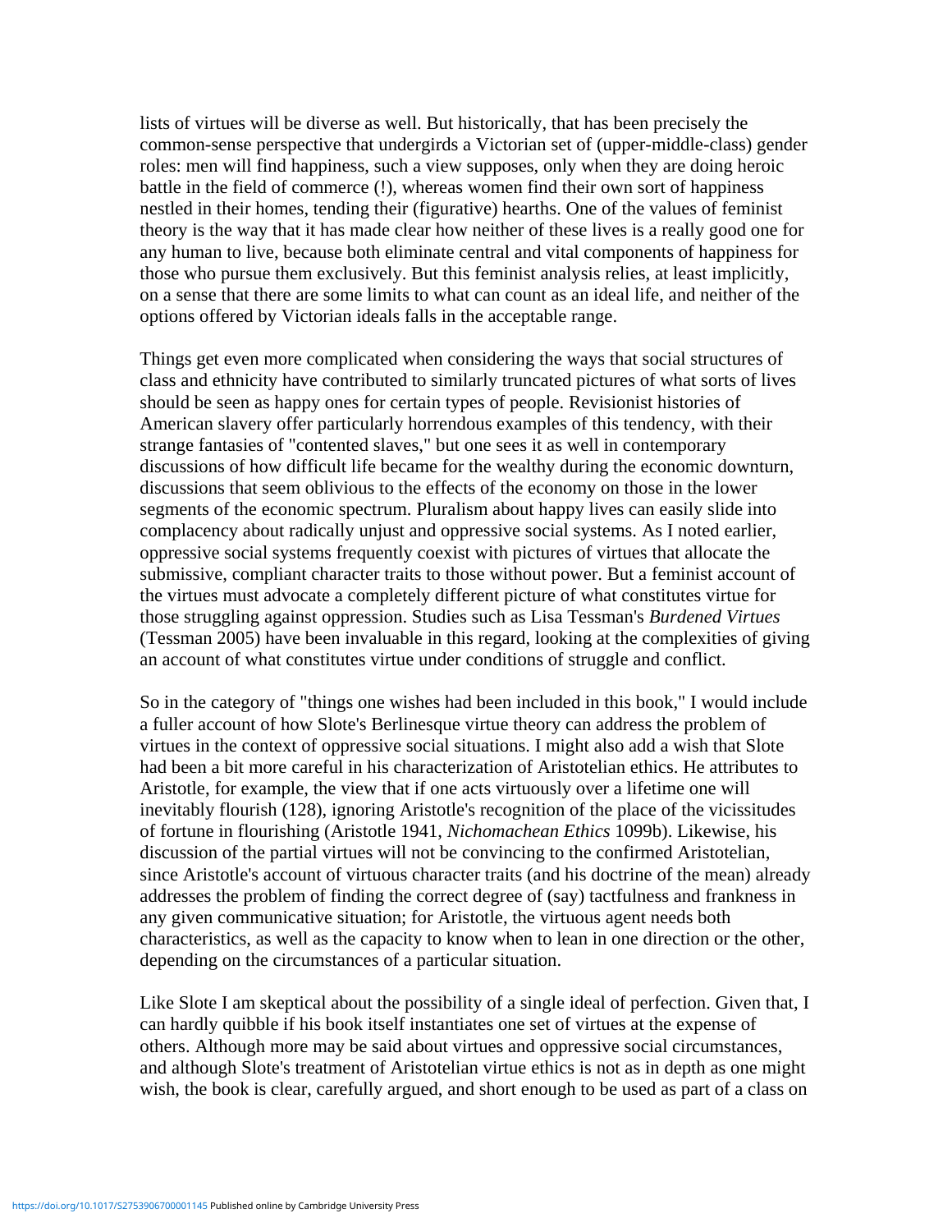lists of virtues will be diverse as well. But historically, that has been precisely the common-sense perspective that undergirds a Victorian set of (upper-middle-class) gender roles: men will find happiness, such a view supposes, only when they are doing heroic battle in the field of commerce (!), whereas women find their own sort of happiness nestled in their homes, tending their (figurative) hearths. One of the values of feminist theory is the way that it has made clear how neither of these lives is a really good one for any human to live, because both eliminate central and vital components of happiness for those who pursue them exclusively. But this feminist analysis relies, at least implicitly, on a sense that there are some limits to what can count as an ideal life, and neither of the options offered by Victorian ideals falls in the acceptable range.

Things get even more complicated when considering the ways that social structures of class and ethnicity have contributed to similarly truncated pictures of what sorts of lives should be seen as happy ones for certain types of people. Revisionist histories of American slavery offer particularly horrendous examples of this tendency, with their strange fantasies of "contented slaves," but one sees it as well in contemporary discussions of how difficult life became for the wealthy during the economic downturn, discussions that seem oblivious to the effects of the economy on those in the lower segments of the economic spectrum. Pluralism about happy lives can easily slide into complacency about radically unjust and oppressive social systems. As I noted earlier, oppressive social systems frequently coexist with pictures of virtues that allocate the submissive, compliant character traits to those without power. But a feminist account of the virtues must advocate a completely different picture of what constitutes virtue for those struggling against oppression. Studies such as Lisa Tessman's *Burdened Virtues* (Tessman 2005) have been invaluable in this regard, looking at the complexities of giving an account of what constitutes virtue under conditions of struggle and conflict.

So in the category of "things one wishes had been included in this book," I would include a fuller account of how Slote's Berlinesque virtue theory can address the problem of virtues in the context of oppressive social situations. I might also add a wish that Slote had been a bit more careful in his characterization of Aristotelian ethics. He attributes to Aristotle, for example, the view that if one acts virtuously over a lifetime one will inevitably flourish (128), ignoring Aristotle's recognition of the place of the vicissitudes of fortune in flourishing (Aristotle 1941, *Nichomachean Ethics* 1099b). Likewise, his discussion of the partial virtues will not be convincing to the confirmed Aristotelian, since Aristotle's account of virtuous character traits (and his doctrine of the mean) already addresses the problem of finding the correct degree of (say) tactfulness and frankness in any given communicative situation; for Aristotle, the virtuous agent needs both characteristics, as well as the capacity to know when to lean in one direction or the other, depending on the circumstances of a particular situation.

Like Slote I am skeptical about the possibility of a single ideal of perfection. Given that, I can hardly quibble if his book itself instantiates one set of virtues at the expense of others. Although more may be said about virtues and oppressive social circumstances, and although Slote's treatment of Aristotelian virtue ethics is not as in depth as one might wish, the book is clear, carefully argued, and short enough to be used as part of a class on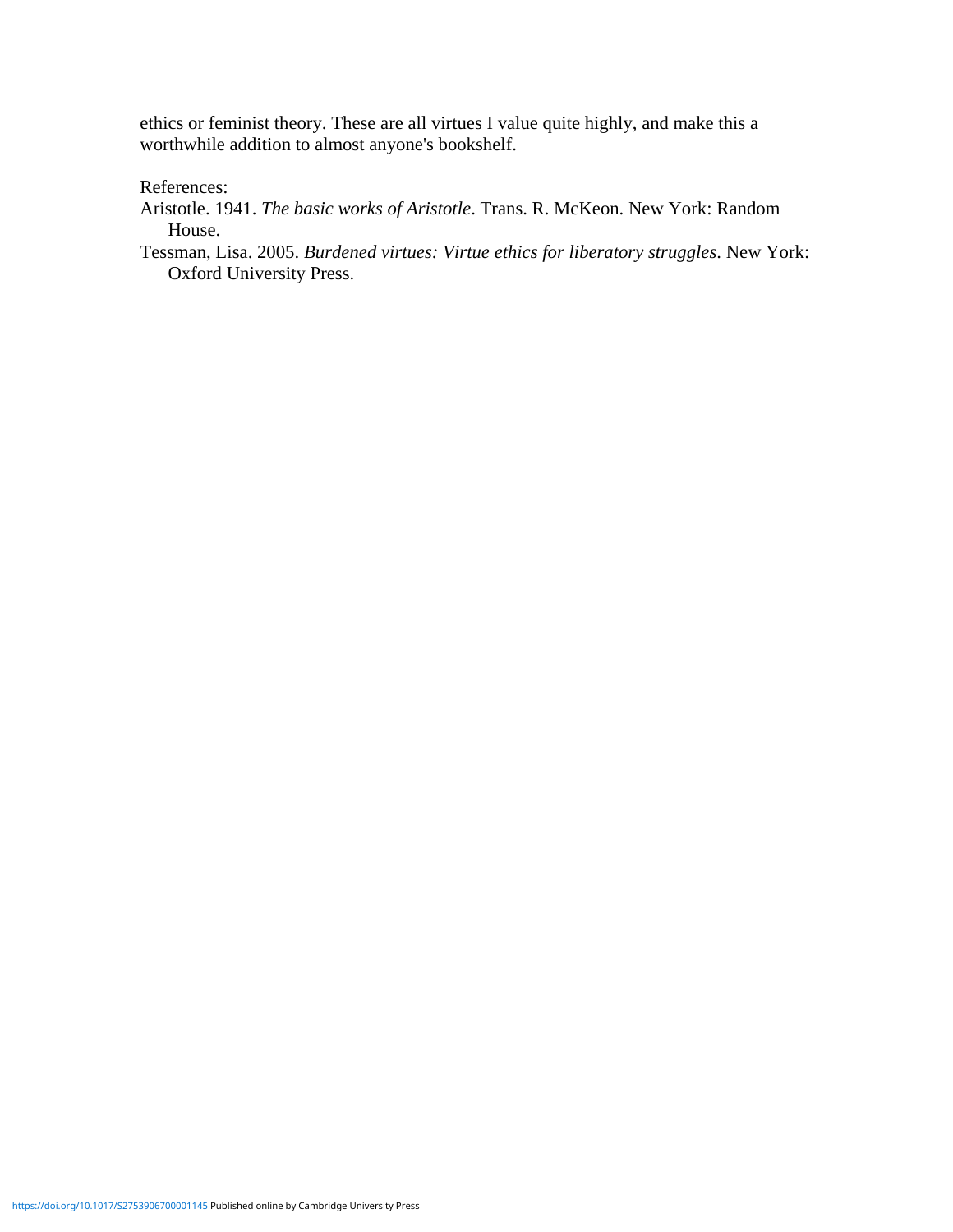ethics or feminist theory. These are all virtues I value quite highly, and make this a worthwhile addition to almost anyone's bookshelf.

References:

Aristotle. 1941. *The basic works of Aristotle*. Trans. R. McKeon. New York: Random House.

Tessman, Lisa. 2005. *Burdened virtues: Virtue ethics for liberatory struggles*. New York: Oxford University Press.